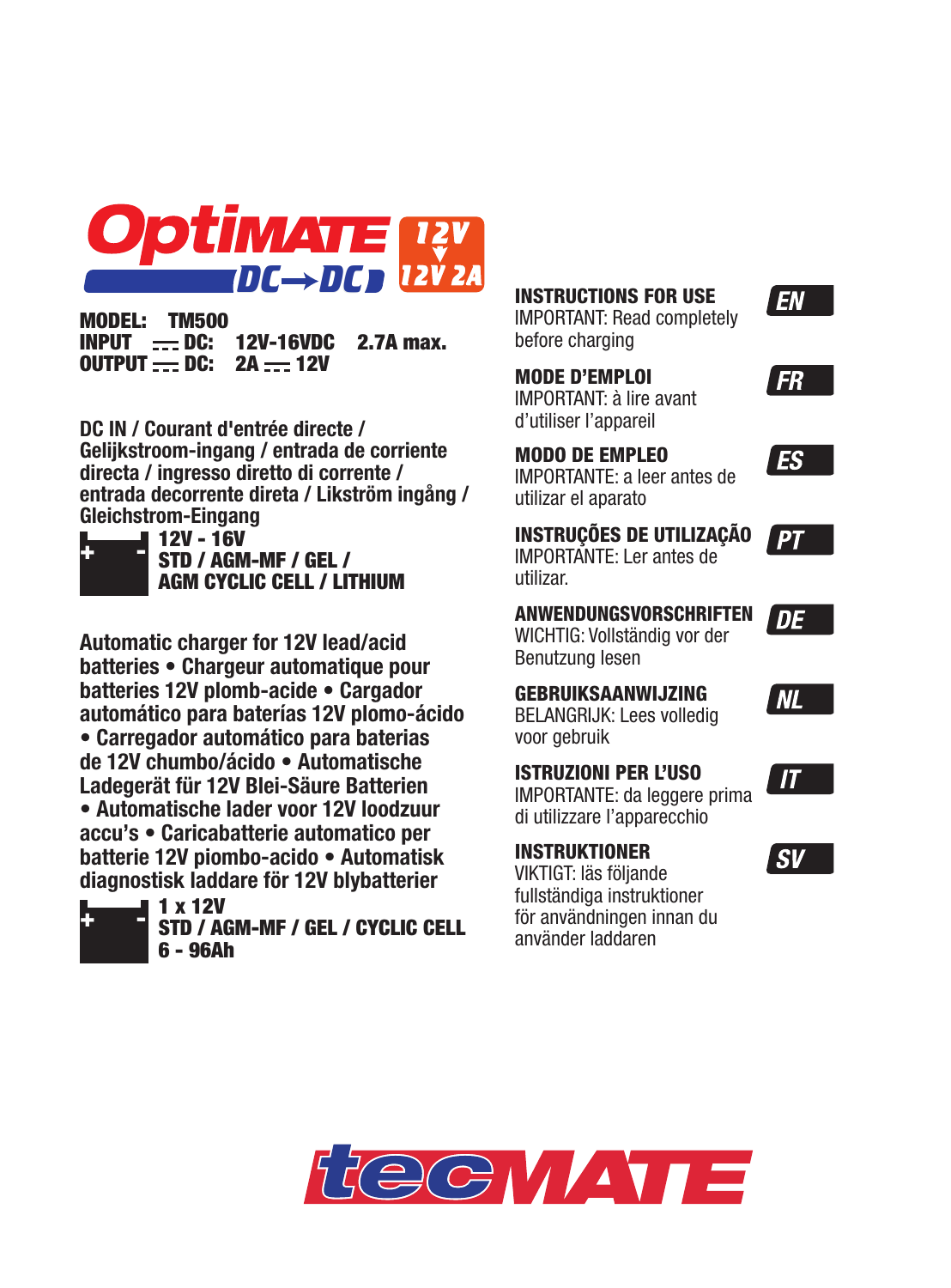# OptiMATE DC→DC 12V ▼ 12V 2A

**MODEL: TM500**
**INPUT ⎓ DC: 12V-16VDC 2.7A max.**
**OUTPUT ⎓ DC: 2A ⎓ 12V**

**DC IN / Courant d'entrée directe / Gelijkstroom-ingang / entrada de corriente directa / ingresso diretto di corrente / entrada decorrente direta / Likström ingång / Gleichstrom-Eingang**

**12V - 16V**
**STD / AGM-MF / GEL /**
**AGM CYCLIC CELL / LITHIUM**

**Automatic charger for 12V lead/acid batteries • Chargeur automatique pour batteries 12V plomb-acide • Cargador automático para baterías 12V plomo-ácido • Carregador automático para baterias de 12V chumbo/ácido • Automatische Ladegerät für 12V Blei-Säure Batterien • Automatische lader voor 12V loodzuur accu's • Caricabatterie automatico per batterie 12V piombo-acido • Automatisk diagnostisk laddare för 12V blybatterier**

**1 x 12V**
**STD / AGM-MF / GEL / CYCLIC CELL**
**6 - 96Ah**

**INSTRUCTIONS FOR USE** — EN
IMPORTANT: Read completely before charging

**MODE D'EMPLOI** — FR
IMPORTANT: à lire avant d'utiliser l'appareil

**MODO DE EMPLEO** — ES
IMPORTANTE: a leer antes de utilizar el aparato

**INSTRUÇÕES DE UTILIZAÇÃO** — PT
IMPORTANTE: Ler antes de utilizar.

**ANWENDUNGSVORSCHRIFTEN** — DE
WICHTIG: Vollständig vor der Benutzung lesen

**GEBRUIKSAANWIJZING** — NL
BELANGRIJK: Lees volledig voor gebruik

**ISTRUZIONI PER L'USO** — IT
IMPORTANTE: da leggere prima di utilizzare l'apparecchio

**INSTRUKTIONER** — SV
VIKTIGT: läs följande fullständiga instruktioner för användningen innan du använder laddaren

tecMATE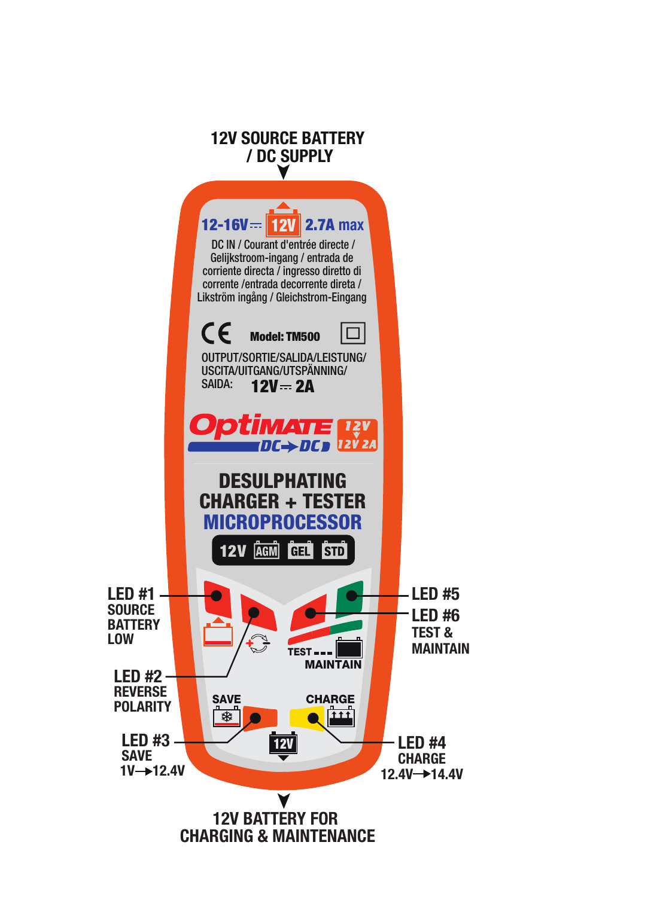12V SOURCE BATTERY / DC SUPPLY

12-16V ⎓ 12V 2.7A max

DC IN / Courant d'entrée directe / Gelijkstroom-ingang / entrada de corriente directa / ingresso diretto di corrente /entrada decorrente direta / Likström ingång / Gleichstrom-Eingang

CE Model: TM500

OUTPUT/SORTIE/SALIDA/LEISTUNG/USCITA/UITGANG/UTSPÄNNING/SAIDA: 12V ⎓ 2A

OptiMATE DC→DC 12V ▼ 12V 2A

DESULPHATING CHARGER + TESTER

MICROPROCESSOR

12V AGM GEL STD

LED #1 SOURCE BATTERY LOW

LED #2 REVERSE POLARITY

LED #3 SAVE 1V→12.4V

LED #4 CHARGE 12.4V→14.4V

LED #5

LED #6 TEST & MAINTAIN

TEST

MAINTAIN

SAVE

CHARGE

12V

12V BATTERY FOR CHARGING & MAINTENANCE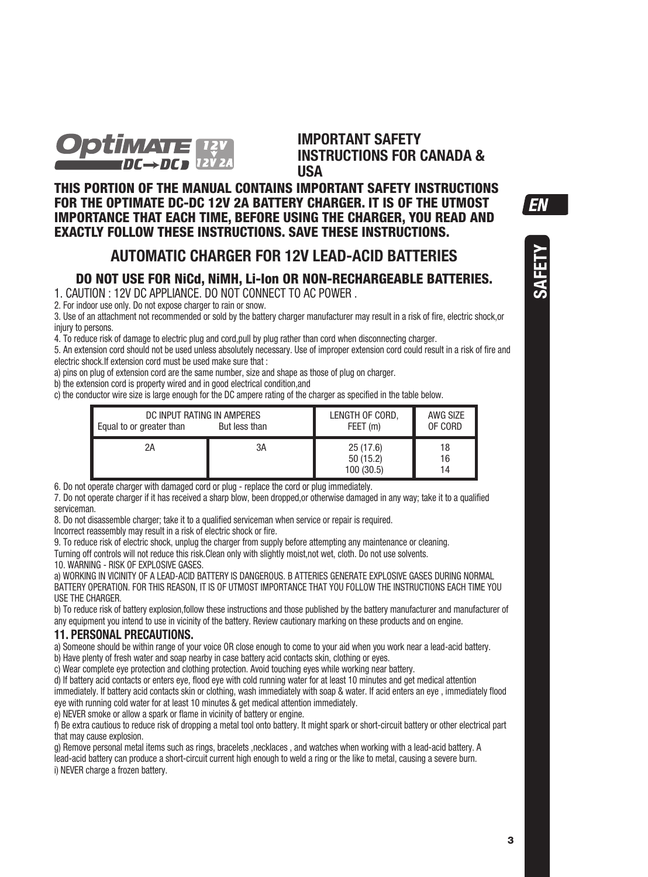# IMPORTANT SAFETY INSTRUCTIONS FOR CANADA & USA

**THIS PORTION OF THE MANUAL CONTAINS IMPORTANT SAFETY INSTRUCTIONS FOR THE OPTIMATE DC-DC 12V 2A BATTERY CHARGER. IT IS OF THE UTMOST IMPORTANCE THAT EACH TIME, BEFORE USING THE CHARGER, YOU READ AND EXACTLY FOLLOW THESE INSTRUCTIONS. SAVE THESE INSTRUCTIONS.**

## AUTOMATIC CHARGER FOR 12V LEAD-ACID BATTERIES

### DO NOT USE FOR NiCd, NiMH, Li-Ion OR NON-RECHARGEABLE BATTERIES.

1. CAUTION : 12V DC APPLIANCE. DO NOT CONNECT TO AC POWER .
2. For indoor use only. Do not expose charger to rain or snow.
3. Use of an attachment not recommended or sold by the battery charger manufacturer may result in a risk of fire, electric shock,or injury to persons.
4. To reduce risk of damage to electric plug and cord,pull by plug rather than cord when disconnecting charger.
5. An extension cord should not be used unless absolutely necessary. Use of improper extension cord could result in a risk of fire and electric shock.If extension cord must be used make sure that :

a) pins on plug of extension cord are the same number, size and shape as those of plug on charger.
b) the extension cord is property wired and in good electrical condition,and
c) the conductor wire size is large enough for the DC ampere rating of the charger as specified in the table below.

| DC INPUT RATING IN AMPERES<br>Equal to or greater than | But less than | LENGTH OF CORD, FEET (m) | AWG SIZE OF CORD |
|---|---|---|---|
| 2A | 3A | 25 (17.6)<br>50 (15.2)<br>100 (30.5) | 18<br>16<br>14 |

6. Do not operate charger with damaged cord or plug - replace the cord or plug immediately.
7. Do not operate charger if it has received a sharp blow, been dropped,or otherwise damaged in any way; take it to a qualified serviceman.
8. Do not disassemble charger; take it to a qualified serviceman when service or repair is required. Incorrect reassembly may result in a risk of electric shock or fire.
9. To reduce risk of electric shock, unplug the charger from supply before attempting any maintenance or cleaning. Turning off controls will not reduce this risk.Clean only with slightly moist,not wet, cloth. Do not use solvents.
10. WARNING - RISK OF EXPLOSIVE GASES.

a) WORKING IN VICINITY OF A LEAD-ACID BATTERY IS DANGEROUS. B ATTERIES GENERATE EXPLOSIVE GASES DURING NORMAL BATTERY OPERATION. FOR THIS REASON, IT IS OF UTMOST IMPORTANCE THAT YOU FOLLOW THE INSTRUCTIONS EACH TIME YOU USE THE CHARGER.
b) To reduce risk of battery explosion,follow these instructions and those published by the battery manufacturer and manufacturer of any equipment you intend to use in vicinity of the battery. Review cautionary marking on these products and on engine.

### 11. PERSONAL PRECAUTIONS.

a) Someone should be within range of your voice OR close enough to come to your aid when you work near a lead-acid battery.
b) Have plenty of fresh water and soap nearby in case battery acid contacts skin, clothing or eyes.
c) Wear complete eye protection and clothing protection. Avoid touching eyes while working near battery.
d) If battery acid contacts or enters eye, flood eye with cold running water for at least 10 minutes and get medical attention immediately. If battery acid contacts skin or clothing, wash immediately with soap & water. If acid enters an eye , immediately flood eye with running cold water for at least 10 minutes & get medical attention immediately.
e) NEVER smoke or allow a spark or flame in vicinity of battery or engine.
f) Be extra cautious to reduce risk of dropping a metal tool onto battery. It might spark or short-circuit battery or other electrical part that may cause explosion.
g) Remove personal metal items such as rings, bracelets ,necklaces , and watches when working with a lead-acid battery. A lead-acid battery can produce a short-circuit current high enough to weld a ring or the like to metal, causing a severe burn.
i) NEVER charge a frozen battery.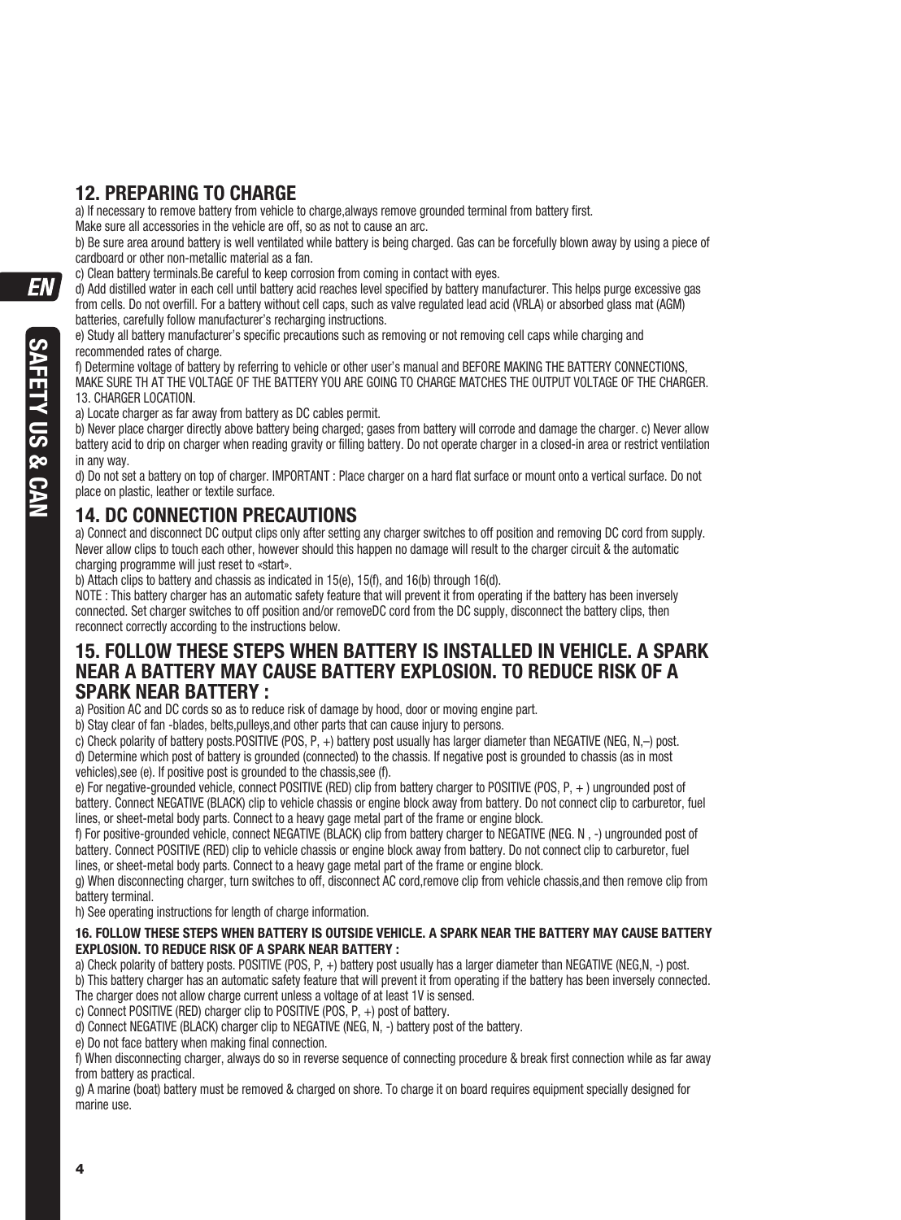## 12. PREPARING TO CHARGE

a) If necessary to remove battery from vehicle to charge,always remove grounded terminal from battery first.
Make sure all accessories in the vehicle are off, so as not to cause an arc.

b) Be sure area around battery is well ventilated while battery is being charged. Gas can be forcefully blown away by using a piece of cardboard or other non-metallic material as a fan.

c) Clean battery terminals.Be careful to keep corrosion from coming in contact with eyes.

d) Add distilled water in each cell until battery acid reaches level specified by battery manufacturer. This helps purge excessive gas from cells. Do not overfill. For a battery without cell caps, such as valve regulated lead acid (VRLA) or absorbed glass mat (AGM) batteries, carefully follow manufacturer's recharging instructions.

e) Study all battery manufacturer's specific precautions such as removing or not removing cell caps while charging and recommended rates of charge.

f) Determine voltage of battery by referring to vehicle or other user's manual and BEFORE MAKING THE BATTERY CONNECTIONS, MAKE SURE TH AT THE VOLTAGE OF THE BATTERY YOU ARE GOING TO CHARGE MATCHES THE OUTPUT VOLTAGE OF THE CHARGER.

13. CHARGER LOCATION.

a) Locate charger as far away from battery as DC cables permit.

b) Never place charger directly above battery being charged; gases from battery will corrode and damage the charger. c) Never allow battery acid to drip on charger when reading gravity or filling battery. Do not operate charger in a closed-in area or restrict ventilation in any way.

d) Do not set a battery on top of charger. IMPORTANT : Place charger on a hard flat surface or mount onto a vertical surface. Do not place on plastic, leather or textile surface.

## 14. DC CONNECTION PRECAUTIONS

a) Connect and disconnect DC output clips only after setting any charger switches to off position and removing DC cord from supply. Never allow clips to touch each other, however should this happen no damage will result to the charger circuit & the automatic charging programme will just reset to «start».

b) Attach clips to battery and chassis as indicated in 15(e), 15(f), and 16(b) through 16(d).

NOTE : This battery charger has an automatic safety feature that will prevent it from operating if the battery has been inversely connected. Set charger switches to off position and/or removeDC cord from the DC supply, disconnect the battery clips, then reconnect correctly according to the instructions below.

## 15. FOLLOW THESE STEPS WHEN BATTERY IS INSTALLED IN VEHICLE. A SPARK NEAR A BATTERY MAY CAUSE BATTERY EXPLOSION. TO REDUCE RISK OF A SPARK NEAR BATTERY :

a) Position AC and DC cords so as to reduce risk of damage by hood, door or moving engine part.

b) Stay clear of fan -blades, belts,pulleys,and other parts that can cause injury to persons.

c) Check polarity of battery posts.POSITIVE (POS, P, +) battery post usually has larger diameter than NEGATIVE (NEG, N,–) post.

d) Determine which post of battery is grounded (connected) to the chassis. If negative post is grounded to chassis (as in most vehicles),see (e). If positive post is grounded to the chassis,see (f).

e) For negative-grounded vehicle, connect POSITIVE (RED) clip from battery charger to POSITIVE (POS, P, + ) ungrounded post of battery. Connect NEGATIVE (BLACK) clip to vehicle chassis or engine block away from battery. Do not connect clip to carburetor, fuel lines, or sheet-metal body parts. Connect to a heavy gage metal part of the frame or engine block.

f) For positive-grounded vehicle, connect NEGATIVE (BLACK) clip from battery charger to NEGATIVE (NEG. N , -) ungrounded post of battery. Connect POSITIVE (RED) clip to vehicle chassis or engine block away from battery. Do not connect clip to carburetor, fuel lines, or sheet-metal body parts. Connect to a heavy gage metal part of the frame or engine block.

g) When disconnecting charger, turn switches to off, disconnect AC cord,remove clip from vehicle chassis,and then remove clip from battery terminal.

h) See operating instructions for length of charge information.

#### 16. FOLLOW THESE STEPS WHEN BATTERY IS OUTSIDE VEHICLE. A SPARK NEAR THE BATTERY MAY CAUSE BATTERY EXPLOSION. TO REDUCE RISK OF A SPARK NEAR BATTERY :

a) Check polarity of battery posts. POSITIVE (POS, P, +) battery post usually has a larger diameter than NEGATIVE (NEG,N, -) post.

b) This battery charger has an automatic safety feature that will prevent it from operating if the battery has been inversely connected. The charger does not allow charge current unless a voltage of at least 1V is sensed.

c) Connect POSITIVE (RED) charger clip to POSITIVE (POS, P, +) post of battery.

d) Connect NEGATIVE (BLACK) charger clip to NEGATIVE (NEG, N, -) battery post of the battery.

e) Do not face battery when making final connection.

f) When disconnecting charger, always do so in reverse sequence of connecting procedure & break first connection while as far away from battery as practical.

g) A marine (boat) battery must be removed & charged on shore. To charge it on board requires equipment specially designed for marine use.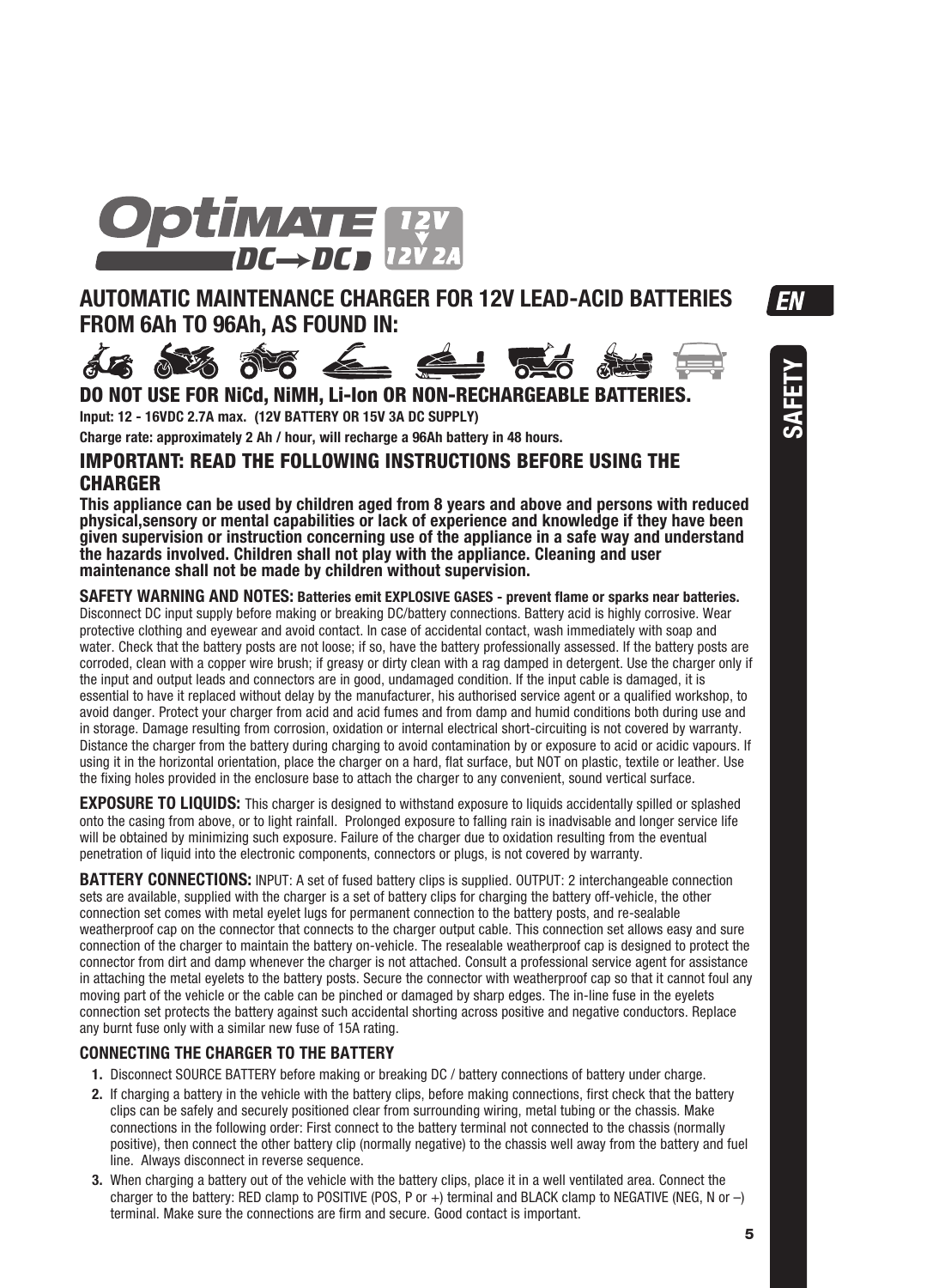# OptiMATE DC→DC 12V → 12V 2A

## AUTOMATIC MAINTENANCE CHARGER FOR 12V LEAD-ACID BATTERIES FROM 6Ah TO 96Ah, AS FOUND IN:

### DO NOT USE FOR NiCd, NiMH, Li-Ion OR NON-RECHARGEABLE BATTERIES.

**Input: 12 - 16VDC 2.7A max. (12V BATTERY OR 15V 3A DC SUPPLY)**

**Charge rate: approximately 2 Ah / hour, will recharge a 96Ah battery in 48 hours.**

## IMPORTANT: READ THE FOLLOWING INSTRUCTIONS BEFORE USING THE CHARGER

**This appliance can be used by children aged from 8 years and above and persons with reduced physical,sensory or mental capabilities or lack of experience and knowledge if they have been given supervision or instruction concerning use of the appliance in a safe way and understand the hazards involved. Children shall not play with the appliance. Cleaning and user maintenance shall not be made by children without supervision.**

**SAFETY WARNING AND NOTES: Batteries emit EXPLOSIVE GASES - prevent flame or sparks near batteries.** Disconnect DC input supply before making or breaking DC/battery connections. Battery acid is highly corrosive. Wear protective clothing and eyewear and avoid contact. In case of accidental contact, wash immediately with soap and water. Check that the battery posts are not loose; if so, have the battery professionally assessed. If the battery posts are corroded, clean with a copper wire brush; if greasy or dirty clean with a rag damped in detergent. Use the charger only if the input and output leads and connectors are in good, undamaged condition. If the input cable is damaged, it is essential to have it replaced without delay by the manufacturer, his authorised service agent or a qualified workshop, to avoid danger. Protect your charger from acid and acid fumes and from damp and humid conditions both during use and in storage. Damage resulting from corrosion, oxidation or internal electrical short-circuiting is not covered by warranty. Distance the charger from the battery during charging to avoid contamination by or exposure to acid or acidic vapours. If using it in the horizontal orientation, place the charger on a hard, flat surface, but NOT on plastic, textile or leather. Use the fixing holes provided in the enclosure base to attach the charger to any convenient, sound vertical surface.

**EXPOSURE TO LIQUIDS:** This charger is designed to withstand exposure to liquids accidentally spilled or splashed onto the casing from above, or to light rainfall. Prolonged exposure to falling rain is inadvisable and longer service life will be obtained by minimizing such exposure. Failure of the charger due to oxidation resulting from the eventual penetration of liquid into the electronic components, connectors or plugs, is not covered by warranty.

**BATTERY CONNECTIONS:** INPUT: A set of fused battery clips is supplied. OUTPUT: 2 interchangeable connection sets are available, supplied with the charger is a set of battery clips for charging the battery off-vehicle, the other connection set comes with metal eyelet lugs for permanent connection to the battery posts, and re-sealable weatherproof cap on the connector that connects to the charger output cable. This connection set allows easy and sure connection of the charger to maintain the battery on-vehicle. The resealable weatherproof cap is designed to protect the connector from dirt and damp whenever the charger is not attached. Consult a professional service agent for assistance in attaching the metal eyelets to the battery posts. Secure the connector with weatherproof cap so that it cannot foul any moving part of the vehicle or the cable can be pinched or damaged by sharp edges. The in-line fuse in the eyelets connection set protects the battery against such accidental shorting across positive and negative conductors. Replace any burnt fuse only with a similar new fuse of 15A rating.

### CONNECTING THE CHARGER TO THE BATTERY

1. Disconnect SOURCE BATTERY before making or breaking DC / battery connections of battery under charge.
2. If charging a battery in the vehicle with the battery clips, before making connections, first check that the battery clips can be safely and securely positioned clear from surrounding wiring, metal tubing or the chassis. Make connections in the following order: First connect to the battery terminal not connected to the chassis (normally positive), then connect the other battery clip (normally negative) to the chassis well away from the battery and fuel line. Always disconnect in reverse sequence.
3. When charging a battery out of the vehicle with the battery clips, place it in a well ventilated area. Connect the charger to the battery: RED clamp to POSITIVE (POS, P or +) terminal and BLACK clamp to NEGATIVE (NEG, N or –) terminal. Make sure the connections are firm and secure. Good contact is important.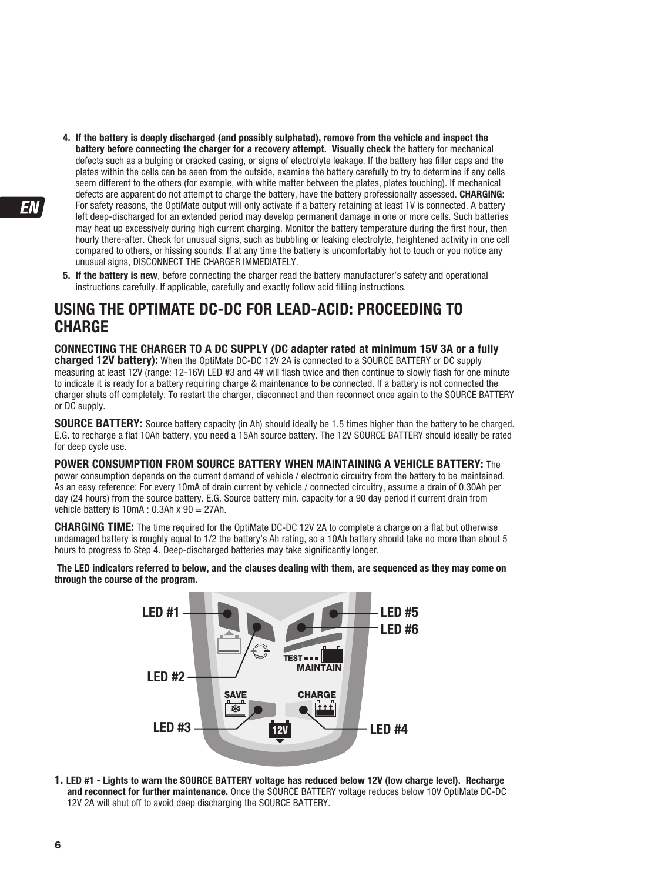4. **If the battery is deeply discharged (and possibly sulphated), remove from the vehicle and inspect the battery before connecting the charger for a recovery attempt. Visually check** the battery for mechanical defects such as a bulging or cracked casing, or signs of electrolyte leakage. If the battery has filler caps and the plates within the cells can be seen from the outside, examine the battery carefully to try to determine if any cells seem different to the others (for example, with white matter between the plates, plates touching). If mechanical defects are apparent do not attempt to charge the battery, have the battery professionally assessed. **CHARGING:** For safety reasons, the OptiMate output will only activate if a battery retaining at least 1V is connected. A battery left deep-discharged for an extended period may develop permanent damage in one or more cells. Such batteries may heat up excessively during high current charging. Monitor the battery temperature during the first hour, then hourly there-after. Check for unusual signs, such as bubbling or leaking electrolyte, heightened activity in one cell compared to others, or hissing sounds. If at any time the battery is uncomfortably hot to touch or you notice any unusual signs, DISCONNECT THE CHARGER IMMEDIATELY.
5. **If the battery is new**, before connecting the charger read the battery manufacturer's safety and operational instructions carefully. If applicable, carefully and exactly follow acid filling instructions.

## USING THE OPTIMATE DC-DC FOR LEAD-ACID: PROCEEDING TO CHARGE

**CONNECTING THE CHARGER TO A DC SUPPLY (DC adapter rated at minimum 15V 3A or a fully charged 12V battery):** When the OptiMate DC-DC 12V 2A is connected to a SOURCE BATTERY or DC supply measuring at least 12V (range: 12-16V) LED #3 and 4# will flash twice and then continue to slowly flash for one minute to indicate it is ready for a battery requiring charge & maintenance to be connected. If a battery is not connected the charger shuts off completely. To restart the charger, disconnect and then reconnect once again to the SOURCE BATTERY or DC supply.

**SOURCE BATTERY:** Source battery capacity (in Ah) should ideally be 1.5 times higher than the battery to be charged. E.G. to recharge a flat 10Ah battery, you need a 15Ah source battery. The 12V SOURCE BATTERY should ideally be rated for deep cycle use.

**POWER CONSUMPTION FROM SOURCE BATTERY WHEN MAINTAINING A VEHICLE BATTERY:** The power consumption depends on the current demand of vehicle / electronic circuitry from the battery to be maintained. As an easy reference: For every 10mA of drain current by vehicle / connected circuitry, assume a drain of 0.30Ah per day (24 hours) from the source battery. E.G. Source battery min. capacity for a 90 day period if current drain from vehicle battery is 10mA : 0.3Ah x 90 = 27Ah.

**CHARGING TIME:** The time required for the OptiMate DC-DC 12V 2A to complete a charge on a flat but otherwise undamaged battery is roughly equal to 1/2 the battery's Ah rating, so a 10Ah battery should take no more than about 5 hours to progress to Step 4. Deep-discharged batteries may take significantly longer.

**The LED indicators referred to below, and the clauses dealing with them, are sequenced as they may come on through the course of the program.**

LED #1, LED #2, LED #3, LED #4, LED #5, LED #6 — TEST, MAINTAIN, SAVE, CHARGE, 12V

1. **LED #1 - Lights to warn the SOURCE BATTERY voltage has reduced below 12V (low charge level). Recharge and reconnect for further maintenance.** Once the SOURCE BATTERY voltage reduces below 10V OptiMate DC-DC 12V 2A will shut off to avoid deep discharging the SOURCE BATTERY.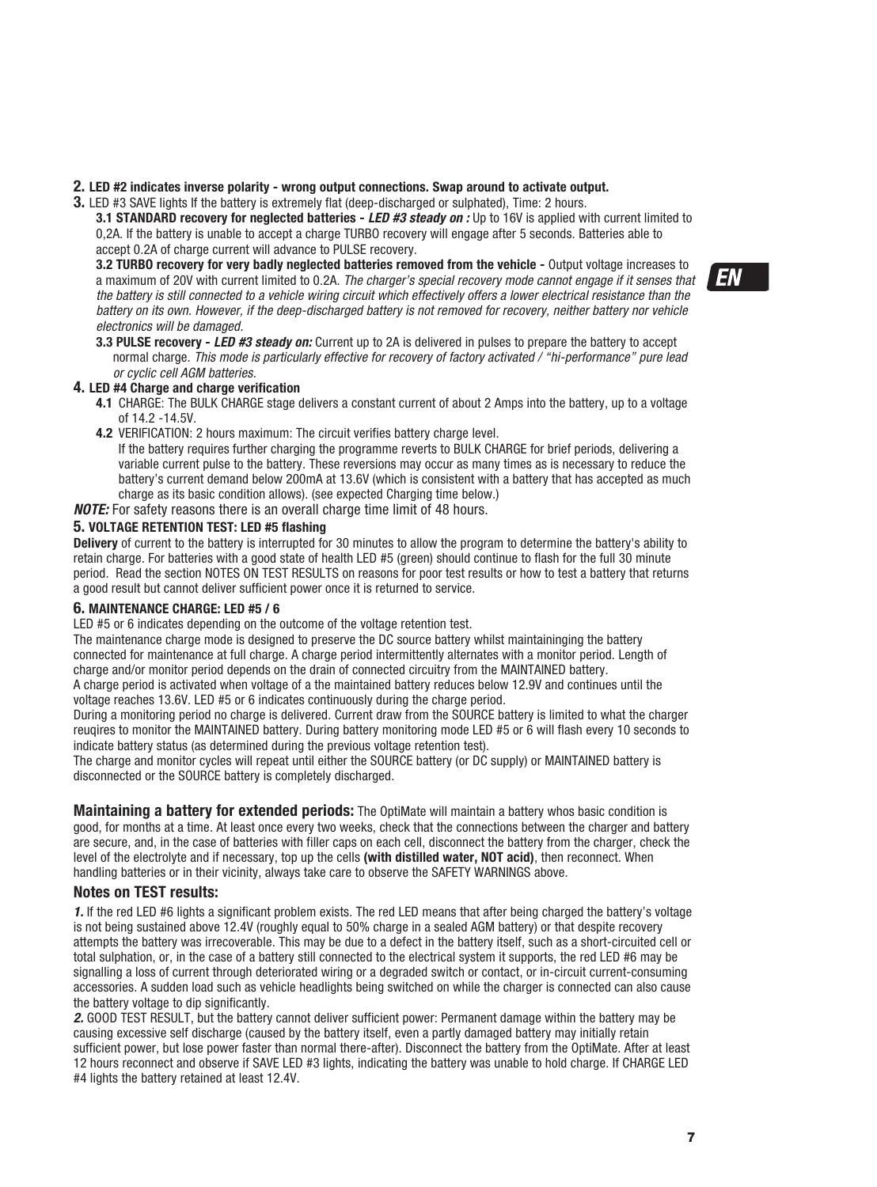**2. LED #2 indicates inverse polarity - wrong output connections. Swap around to activate output.**

**3.** LED #3 SAVE lights If the battery is extremely flat (deep-discharged or sulphated), Time: 2 hours.

**3.1 STANDARD recovery for neglected batteries -** ***LED #3 steady on :*** Up to 16V is applied with current limited to 0,2A. If the battery is unable to accept a charge TURBO recovery will engage after 5 seconds. Batteries able to accept 0.2A of charge current will advance to PULSE recovery.

**3.2 TURBO recovery for very badly neglected batteries removed from the vehicle -** Output voltage increases to a maximum of 20V with current limited to 0.2A. *The charger's special recovery mode cannot engage if it senses that the battery is still connected to a vehicle wiring circuit which effectively offers a lower electrical resistance than the battery on its own. However, if the deep-discharged battery is not removed for recovery, neither battery nor vehicle electronics will be damaged.*

**3.3 PULSE recovery -** ***LED #3 steady on:*** Current up to 2A is delivered in pulses to prepare the battery to accept normal charge. *This mode is particularly effective for recovery of factory activated / "hi-performance" pure lead or cyclic cell AGM batteries.*

**4. LED #4 Charge and charge verification**

**4.1** CHARGE: The BULK CHARGE stage delivers a constant current of about 2 Amps into the battery, up to a voltage of 14.2 -14.5V.

**4.2** VERIFICATION: 2 hours maximum: The circuit verifies battery charge level.
If the battery requires further charging the programme reverts to BULK CHARGE for brief periods, delivering a variable current pulse to the battery. These reversions may occur as many times as is necessary to reduce the battery's current demand below 200mA at 13.6V (which is consistent with a battery that has accepted as much charge as its basic condition allows). (see expected Charging time below.)

***NOTE:*** For safety reasons there is an overall charge time limit of 48 hours.

**5. VOLTAGE RETENTION TEST: LED #5 flashing**

**Delivery** of current to the battery is interrupted for 30 minutes to allow the program to determine the battery's ability to retain charge. For batteries with a good state of health LED #5 (green) should continue to flash for the full 30 minute period. Read the section NOTES ON TEST RESULTS on reasons for poor test results or how to test a battery that returns a good result but cannot deliver sufficient power once it is returned to service.

**6. MAINTENANCE CHARGE: LED #5 / 6**

LED #5 or 6 indicates depending on the outcome of the voltage retention test.

The maintenance charge mode is designed to preserve the DC source battery whilst maintaininging the battery connected for maintenance at full charge. A charge period intermittently alternates with a monitor period. Length of charge and/or monitor period depends on the drain of connected circuitry from the MAINTAINED battery.

A charge period is activated when voltage of a the maintained battery reduces below 12.9V and continues until the voltage reaches 13.6V. LED #5 or 6 indicates continuously during the charge period.

During a monitoring period no charge is delivered. Current draw from the SOURCE battery is limited to what the charger reuqires to monitor the MAINTAINED battery. During battery monitoring mode LED #5 or 6 will flash every 10 seconds to indicate battery status (as determined during the previous voltage retention test).

The charge and monitor cycles will repeat until either the SOURCE battery (or DC supply) or MAINTAINED battery is disconnected or the SOURCE battery is completely discharged.

**Maintaining a battery for extended periods:** The OptiMate will maintain a battery whos basic condition is good, for months at a time. At least once every two weeks, check that the connections between the charger and battery are secure, and, in the case of batteries with filler caps on each cell, disconnect the battery from the charger, check the level of the electrolyte and if necessary, top up the cells **(with distilled water, NOT acid)**, then reconnect. When handling batteries or in their vicinity, always take care to observe the SAFETY WARNINGS above.

### Notes on TEST results:

***1.*** If the red LED #6 lights a significant problem exists. The red LED means that after being charged the battery's voltage is not being sustained above 12.4V (roughly equal to 50% charge in a sealed AGM battery) or that despite recovery attempts the battery was irrecoverable. This may be due to a defect in the battery itself, such as a short-circuited cell or total sulphation, or, in the case of a battery still connected to the electrical system it supports, the red LED #6 may be signalling a loss of current through deteriorated wiring or a degraded switch or contact, or in-circuit current-consuming accessories. A sudden load such as vehicle headlights being switched on while the charger is connected can also cause the battery voltage to dip significantly.

***2.*** GOOD TEST RESULT, but the battery cannot deliver sufficient power: Permanent damage within the battery may be causing excessive self discharge (caused by the battery itself, even a partly damaged battery may initially retain sufficient power, but lose power faster than normal there-after). Disconnect the battery from the OptiMate. After at least 12 hours reconnect and observe if SAVE LED #3 lights, indicating the battery was unable to hold charge. If CHARGE LED #4 lights the battery retained at least 12.4V.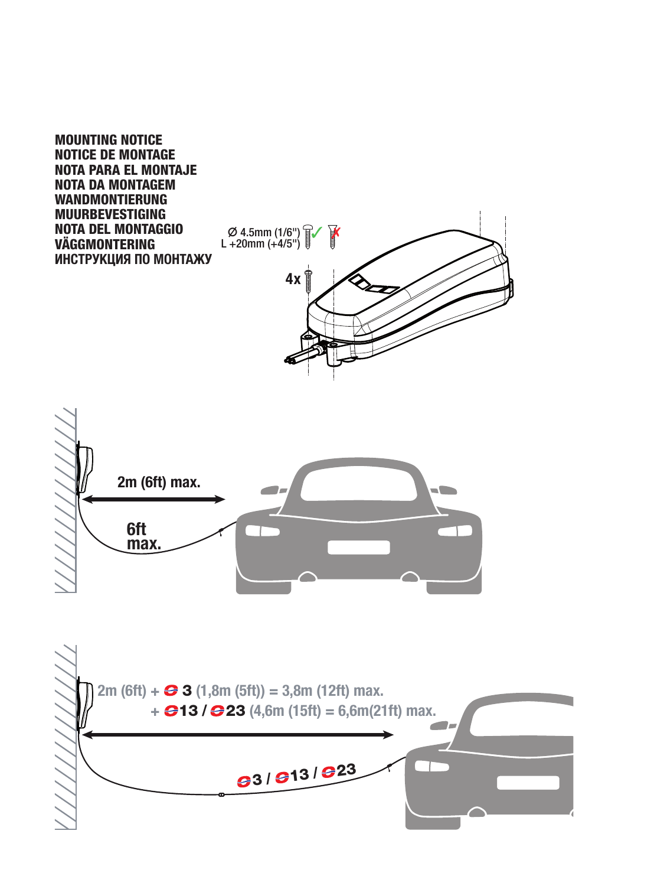**MOUNTING NOTICE**
**NOTICE DE MONTAGE**
**NOTA PARA EL MONTAJE**
**NOTA DA MONTAGEM**
**WANDMONTIERUNG**
**MUURBEVESTIGING**
**NOTA DEL MONTAGGIO**
**VÄGGMONTERING**
**ИНСТРУКЦИЯ ПО МОНТАЖУ**

Ø 4.5mm (1/6")
L +20mm (+4/5")

4x

2m (6ft) max.

6ft max.

2m (6ft) + 3 (1,8m (5ft)) = 3,8m (12ft) max.
+ 13 / 23 (4,6m (15ft) = 6,6m(21ft) max.

3 / 13 / 23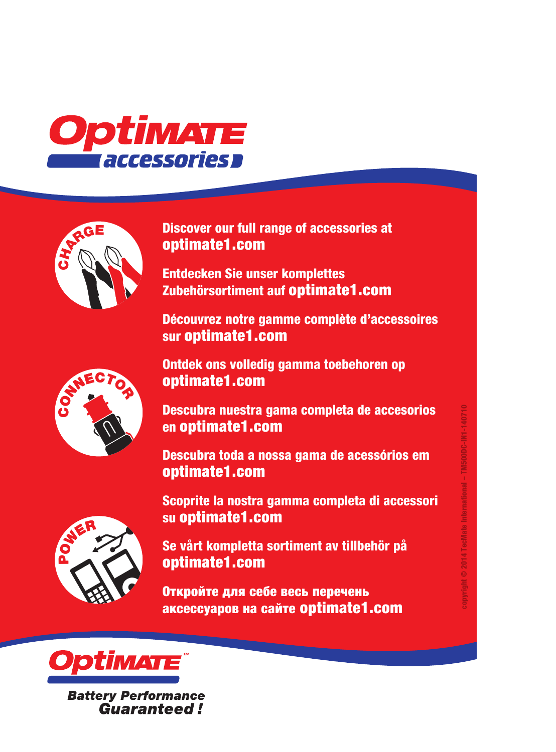# OptiMATE accessories

CHARGE

CONNECTOR

POWER

**Discover our full range of accessories at optimate1.com**

**Entdecken Sie unser komplettes Zubehörsortiment auf optimate1.com**

**Découvrez notre gamme complète d'accessoires sur optimate1.com**

**Ontdek ons volledig gamma toebehoren op optimate1.com**

**Descubra nuestra gama completa de accesorios en optimate1.com**

**Descubra toda a nossa gama de acessórios em optimate1.com**

**Scoprite la nostra gamma completa di accessori su optimate1.com**

**Se vårt kompletta sortiment av tillbehör på optimate1.com**

**Откройте для себе весь перечень аксессуаров на сайте optimate1.com**

copyright © 2014 TecMate International – TM500DC-IN1-140710

OptiMATE™

*Battery Performance Guaranteed !*